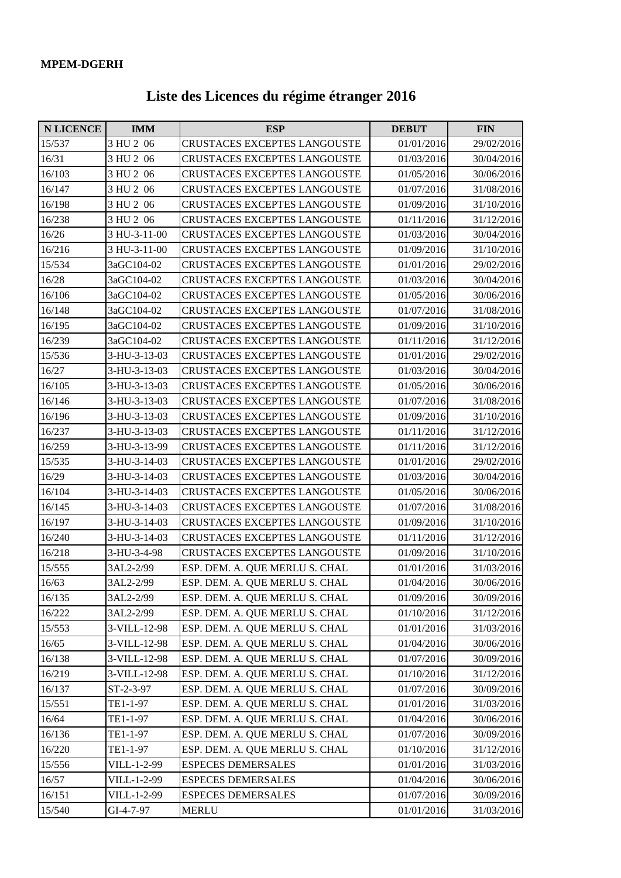**MPEM-DGERH**

# Liste des Licences du régime étranger 2016

| N LICENCE | IMM | ESP | DEBUT | FIN |
|---|---|---|---|---|
| 15/537 | 3 HU 2 06 | CRUSTACES EXCEPTES LANGOUSTE | 01/01/2016 | 29/02/2016 |
| 16/31 | 3 HU 2 06 | CRUSTACES EXCEPTES LANGOUSTE | 01/03/2016 | 30/04/2016 |
| 16/103 | 3 HU 2 06 | CRUSTACES EXCEPTES LANGOUSTE | 01/05/2016 | 30/06/2016 |
| 16/147 | 3 HU 2 06 | CRUSTACES EXCEPTES LANGOUSTE | 01/07/2016 | 31/08/2016 |
| 16/198 | 3 HU 2 06 | CRUSTACES EXCEPTES LANGOUSTE | 01/09/2016 | 31/10/2016 |
| 16/238 | 3 HU 2 06 | CRUSTACES EXCEPTES LANGOUSTE | 01/11/2016 | 31/12/2016 |
| 16/26 | 3 HU-3-11-00 | CRUSTACES EXCEPTES LANGOUSTE | 01/03/2016 | 30/04/2016 |
| 16/216 | 3 HU-3-11-00 | CRUSTACES EXCEPTES LANGOUSTE | 01/09/2016 | 31/10/2016 |
| 15/534 | 3aGC104-02 | CRUSTACES EXCEPTES LANGOUSTE | 01/01/2016 | 29/02/2016 |
| 16/28 | 3aGC104-02 | CRUSTACES EXCEPTES LANGOUSTE | 01/03/2016 | 30/04/2016 |
| 16/106 | 3aGC104-02 | CRUSTACES EXCEPTES LANGOUSTE | 01/05/2016 | 30/06/2016 |
| 16/148 | 3aGC104-02 | CRUSTACES EXCEPTES LANGOUSTE | 01/07/2016 | 31/08/2016 |
| 16/195 | 3aGC104-02 | CRUSTACES EXCEPTES LANGOUSTE | 01/09/2016 | 31/10/2016 |
| 16/239 | 3aGC104-02 | CRUSTACES EXCEPTES LANGOUSTE | 01/11/2016 | 31/12/2016 |
| 15/536 | 3-HU-3-13-03 | CRUSTACES EXCEPTES LANGOUSTE | 01/01/2016 | 29/02/2016 |
| 16/27 | 3-HU-3-13-03 | CRUSTACES EXCEPTES LANGOUSTE | 01/03/2016 | 30/04/2016 |
| 16/105 | 3-HU-3-13-03 | CRUSTACES EXCEPTES LANGOUSTE | 01/05/2016 | 30/06/2016 |
| 16/146 | 3-HU-3-13-03 | CRUSTACES EXCEPTES LANGOUSTE | 01/07/2016 | 31/08/2016 |
| 16/196 | 3-HU-3-13-03 | CRUSTACES EXCEPTES LANGOUSTE | 01/09/2016 | 31/10/2016 |
| 16/237 | 3-HU-3-13-03 | CRUSTACES EXCEPTES LANGOUSTE | 01/11/2016 | 31/12/2016 |
| 16/259 | 3-HU-3-13-99 | CRUSTACES EXCEPTES LANGOUSTE | 01/11/2016 | 31/12/2016 |
| 15/535 | 3-HU-3-14-03 | CRUSTACES EXCEPTES LANGOUSTE | 01/01/2016 | 29/02/2016 |
| 16/29 | 3-HU-3-14-03 | CRUSTACES EXCEPTES LANGOUSTE | 01/03/2016 | 30/04/2016 |
| 16/104 | 3-HU-3-14-03 | CRUSTACES EXCEPTES LANGOUSTE | 01/05/2016 | 30/06/2016 |
| 16/145 | 3-HU-3-14-03 | CRUSTACES EXCEPTES LANGOUSTE | 01/07/2016 | 31/08/2016 |
| 16/197 | 3-HU-3-14-03 | CRUSTACES EXCEPTES LANGOUSTE | 01/09/2016 | 31/10/2016 |
| 16/240 | 3-HU-3-14-03 | CRUSTACES EXCEPTES LANGOUSTE | 01/11/2016 | 31/12/2016 |
| 16/218 | 3-HU-3-4-98 | CRUSTACES EXCEPTES LANGOUSTE | 01/09/2016 | 31/10/2016 |
| 15/555 | 3AL2-2/99 | ESP. DEM. A. QUE MERLU S. CHAL | 01/01/2016 | 31/03/2016 |
| 16/63 | 3AL2-2/99 | ESP. DEM. A. QUE MERLU S. CHAL | 01/04/2016 | 30/06/2016 |
| 16/135 | 3AL2-2/99 | ESP. DEM. A. QUE MERLU S. CHAL | 01/09/2016 | 30/09/2016 |
| 16/222 | 3AL2-2/99 | ESP. DEM. A. QUE MERLU S. CHAL | 01/10/2016 | 31/12/2016 |
| 15/553 | 3-VILL-12-98 | ESP. DEM. A. QUE MERLU S. CHAL | 01/01/2016 | 31/03/2016 |
| 16/65 | 3-VILL-12-98 | ESP. DEM. A. QUE MERLU S. CHAL | 01/04/2016 | 30/06/2016 |
| 16/138 | 3-VILL-12-98 | ESP. DEM. A. QUE MERLU S. CHAL | 01/07/2016 | 30/09/2016 |
| 16/219 | 3-VILL-12-98 | ESP. DEM. A. QUE MERLU S. CHAL | 01/10/2016 | 31/12/2016 |
| 16/137 | ST-2-3-97 | ESP. DEM. A. QUE MERLU S. CHAL | 01/07/2016 | 30/09/2016 |
| 15/551 | TE1-1-97 | ESP. DEM. A. QUE MERLU S. CHAL | 01/01/2016 | 31/03/2016 |
| 16/64 | TE1-1-97 | ESP. DEM. A. QUE MERLU S. CHAL | 01/04/2016 | 30/06/2016 |
| 16/136 | TE1-1-97 | ESP. DEM. A. QUE MERLU S. CHAL | 01/07/2016 | 30/09/2016 |
| 16/220 | TE1-1-97 | ESP. DEM. A. QUE MERLU S. CHAL | 01/10/2016 | 31/12/2016 |
| 15/556 | VILL-1-2-99 | ESPECES DEMERSALES | 01/01/2016 | 31/03/2016 |
| 16/57 | VILL-1-2-99 | ESPECES DEMERSALES | 01/04/2016 | 30/06/2016 |
| 16/151 | VILL-1-2-99 | ESPECES DEMERSALES | 01/07/2016 | 30/09/2016 |
| 15/540 | GI-4-7-97 | MERLU | 01/01/2016 | 31/03/2016 |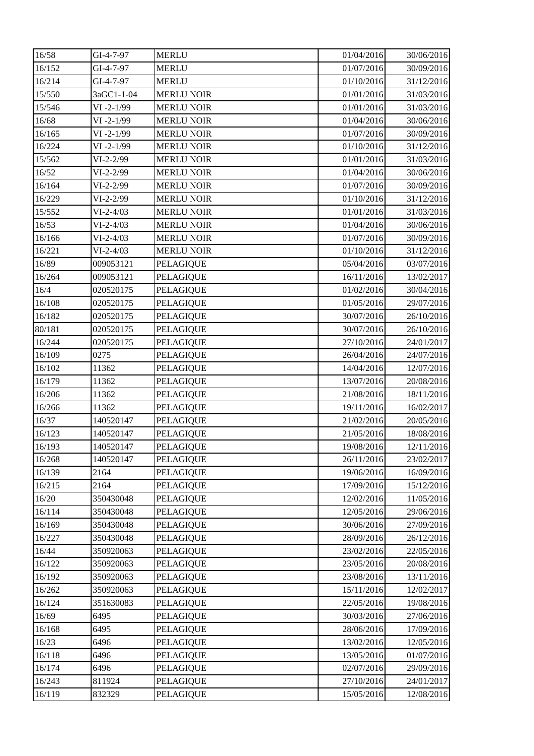| | | | | |
|---|---|---|---|---|
| 16/58 | GI-4-7-97 | MERLU | 01/04/2016 | 30/06/2016 |
| 16/152 | GI-4-7-97 | MERLU | 01/07/2016 | 30/09/2016 |
| 16/214 | GI-4-7-97 | MERLU | 01/10/2016 | 31/12/2016 |
| 15/550 | 3aGC1-1-04 | MERLU NOIR | 01/01/2016 | 31/03/2016 |
| 15/546 | VI -2-1/99 | MERLU NOIR | 01/01/2016 | 31/03/2016 |
| 16/68 | VI -2-1/99 | MERLU NOIR | 01/04/2016 | 30/06/2016 |
| 16/165 | VI -2-1/99 | MERLU NOIR | 01/07/2016 | 30/09/2016 |
| 16/224 | VI -2-1/99 | MERLU NOIR | 01/10/2016 | 31/12/2016 |
| 15/562 | VI-2-2/99 | MERLU NOIR | 01/01/2016 | 31/03/2016 |
| 16/52 | VI-2-2/99 | MERLU NOIR | 01/04/2016 | 30/06/2016 |
| 16/164 | VI-2-2/99 | MERLU NOIR | 01/07/2016 | 30/09/2016 |
| 16/229 | VI-2-2/99 | MERLU NOIR | 01/10/2016 | 31/12/2016 |
| 15/552 | VI-2-4/03 | MERLU NOIR | 01/01/2016 | 31/03/2016 |
| 16/53 | VI-2-4/03 | MERLU NOIR | 01/04/2016 | 30/06/2016 |
| 16/166 | VI-2-4/03 | MERLU NOIR | 01/07/2016 | 30/09/2016 |
| 16/221 | VI-2-4/03 | MERLU NOIR | 01/10/2016 | 31/12/2016 |
| 16/89 | 009053121 | PELAGIQUE | 05/04/2016 | 03/07/2016 |
| 16/264 | 009053121 | PELAGIQUE | 16/11/2016 | 13/02/2017 |
| 16/4 | 020520175 | PELAGIQUE | 01/02/2016 | 30/04/2016 |
| 16/108 | 020520175 | PELAGIQUE | 01/05/2016 | 29/07/2016 |
| 16/182 | 020520175 | PELAGIQUE | 30/07/2016 | 26/10/2016 |
| 80/181 | 020520175 | PELAGIQUE | 30/07/2016 | 26/10/2016 |
| 16/244 | 020520175 | PELAGIQUE | 27/10/2016 | 24/01/2017 |
| 16/109 | 0275 | PELAGIQUE | 26/04/2016 | 24/07/2016 |
| 16/102 | 11362 | PELAGIQUE | 14/04/2016 | 12/07/2016 |
| 16/179 | 11362 | PELAGIQUE | 13/07/2016 | 20/08/2016 |
| 16/206 | 11362 | PELAGIQUE | 21/08/2016 | 18/11/2016 |
| 16/266 | 11362 | PELAGIQUE | 19/11/2016 | 16/02/2017 |
| 16/37 | 140520147 | PELAGIQUE | 21/02/2016 | 20/05/2016 |
| 16/123 | 140520147 | PELAGIQUE | 21/05/2016 | 18/08/2016 |
| 16/193 | 140520147 | PELAGIQUE | 19/08/2016 | 12/11/2016 |
| 16/268 | 140520147 | PELAGIQUE | 26/11/2016 | 23/02/2017 |
| 16/139 | 2164 | PELAGIQUE | 19/06/2016 | 16/09/2016 |
| 16/215 | 2164 | PELAGIQUE | 17/09/2016 | 15/12/2016 |
| 16/20 | 350430048 | PELAGIQUE | 12/02/2016 | 11/05/2016 |
| 16/114 | 350430048 | PELAGIQUE | 12/05/2016 | 29/06/2016 |
| 16/169 | 350430048 | PELAGIQUE | 30/06/2016 | 27/09/2016 |
| 16/227 | 350430048 | PELAGIQUE | 28/09/2016 | 26/12/2016 |
| 16/44 | 350920063 | PELAGIQUE | 23/02/2016 | 22/05/2016 |
| 16/122 | 350920063 | PELAGIQUE | 23/05/2016 | 20/08/2016 |
| 16/192 | 350920063 | PELAGIQUE | 23/08/2016 | 13/11/2016 |
| 16/262 | 350920063 | PELAGIQUE | 15/11/2016 | 12/02/2017 |
| 16/124 | 351630083 | PELAGIQUE | 22/05/2016 | 19/08/2016 |
| 16/69 | 6495 | PELAGIQUE | 30/03/2016 | 27/06/2016 |
| 16/168 | 6495 | PELAGIQUE | 28/06/2016 | 17/09/2016 |
| 16/23 | 6496 | PELAGIQUE | 13/02/2016 | 12/05/2016 |
| 16/118 | 6496 | PELAGIQUE | 13/05/2016 | 01/07/2016 |
| 16/174 | 6496 | PELAGIQUE | 02/07/2016 | 29/09/2016 |
| 16/243 | 811924 | PELAGIQUE | 27/10/2016 | 24/01/2017 |
| 16/119 | 832329 | PELAGIQUE | 15/05/2016 | 12/08/2016 |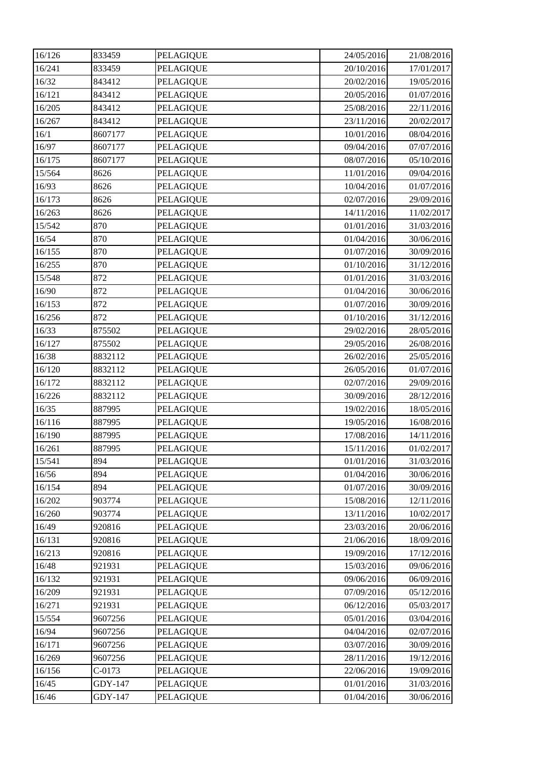| | | | | |
|---|---|---|---|---|
| 16/126 | 833459 | PELAGIQUE | 24/05/2016 | 21/08/2016 |
| 16/241 | 833459 | PELAGIQUE | 20/10/2016 | 17/01/2017 |
| 16/32 | 843412 | PELAGIQUE | 20/02/2016 | 19/05/2016 |
| 16/121 | 843412 | PELAGIQUE | 20/05/2016 | 01/07/2016 |
| 16/205 | 843412 | PELAGIQUE | 25/08/2016 | 22/11/2016 |
| 16/267 | 843412 | PELAGIQUE | 23/11/2016 | 20/02/2017 |
| 16/1 | 8607177 | PELAGIQUE | 10/01/2016 | 08/04/2016 |
| 16/97 | 8607177 | PELAGIQUE | 09/04/2016 | 07/07/2016 |
| 16/175 | 8607177 | PELAGIQUE | 08/07/2016 | 05/10/2016 |
| 15/564 | 8626 | PELAGIQUE | 11/01/2016 | 09/04/2016 |
| 16/93 | 8626 | PELAGIQUE | 10/04/2016 | 01/07/2016 |
| 16/173 | 8626 | PELAGIQUE | 02/07/2016 | 29/09/2016 |
| 16/263 | 8626 | PELAGIQUE | 14/11/2016 | 11/02/2017 |
| 15/542 | 870 | PELAGIQUE | 01/01/2016 | 31/03/2016 |
| 16/54 | 870 | PELAGIQUE | 01/04/2016 | 30/06/2016 |
| 16/155 | 870 | PELAGIQUE | 01/07/2016 | 30/09/2016 |
| 16/255 | 870 | PELAGIQUE | 01/10/2016 | 31/12/2016 |
| 15/548 | 872 | PELAGIQUE | 01/01/2016 | 31/03/2016 |
| 16/90 | 872 | PELAGIQUE | 01/04/2016 | 30/06/2016 |
| 16/153 | 872 | PELAGIQUE | 01/07/2016 | 30/09/2016 |
| 16/256 | 872 | PELAGIQUE | 01/10/2016 | 31/12/2016 |
| 16/33 | 875502 | PELAGIQUE | 29/02/2016 | 28/05/2016 |
| 16/127 | 875502 | PELAGIQUE | 29/05/2016 | 26/08/2016 |
| 16/38 | 8832112 | PELAGIQUE | 26/02/2016 | 25/05/2016 |
| 16/120 | 8832112 | PELAGIQUE | 26/05/2016 | 01/07/2016 |
| 16/172 | 8832112 | PELAGIQUE | 02/07/2016 | 29/09/2016 |
| 16/226 | 8832112 | PELAGIQUE | 30/09/2016 | 28/12/2016 |
| 16/35 | 887995 | PELAGIQUE | 19/02/2016 | 18/05/2016 |
| 16/116 | 887995 | PELAGIQUE | 19/05/2016 | 16/08/2016 |
| 16/190 | 887995 | PELAGIQUE | 17/08/2016 | 14/11/2016 |
| 16/261 | 887995 | PELAGIQUE | 15/11/2016 | 01/02/2017 |
| 15/541 | 894 | PELAGIQUE | 01/01/2016 | 31/03/2016 |
| 16/56 | 894 | PELAGIQUE | 01/04/2016 | 30/06/2016 |
| 16/154 | 894 | PELAGIQUE | 01/07/2016 | 30/09/2016 |
| 16/202 | 903774 | PELAGIQUE | 15/08/2016 | 12/11/2016 |
| 16/260 | 903774 | PELAGIQUE | 13/11/2016 | 10/02/2017 |
| 16/49 | 920816 | PELAGIQUE | 23/03/2016 | 20/06/2016 |
| 16/131 | 920816 | PELAGIQUE | 21/06/2016 | 18/09/2016 |
| 16/213 | 920816 | PELAGIQUE | 19/09/2016 | 17/12/2016 |
| 16/48 | 921931 | PELAGIQUE | 15/03/2016 | 09/06/2016 |
| 16/132 | 921931 | PELAGIQUE | 09/06/2016 | 06/09/2016 |
| 16/209 | 921931 | PELAGIQUE | 07/09/2016 | 05/12/2016 |
| 16/271 | 921931 | PELAGIQUE | 06/12/2016 | 05/03/2017 |
| 15/554 | 9607256 | PELAGIQUE | 05/01/2016 | 03/04/2016 |
| 16/94 | 9607256 | PELAGIQUE | 04/04/2016 | 02/07/2016 |
| 16/171 | 9607256 | PELAGIQUE | 03/07/2016 | 30/09/2016 |
| 16/269 | 9607256 | PELAGIQUE | 28/11/2016 | 19/12/2016 |
| 16/156 | C-0173 | PELAGIQUE | 22/06/2016 | 19/09/2016 |
| 16/45 | GDY-147 | PELAGIQUE | 01/01/2016 | 31/03/2016 |
| 16/46 | GDY-147 | PELAGIQUE | 01/04/2016 | 30/06/2016 |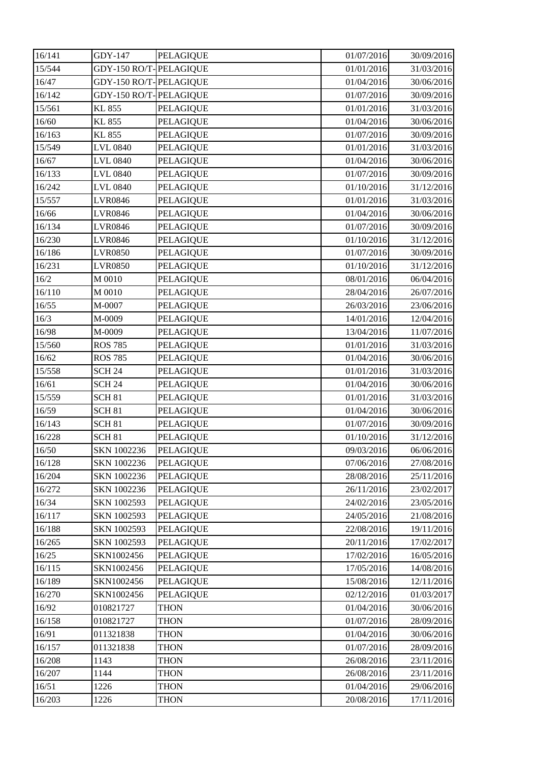| 16/141 | GDY-147 | PELAGIQUE | 01/07/2016 | 30/09/2016 |
|---|---|---|---|---|
| 15/544 | GDY-150 RO/T- | PELAGIQUE | 01/01/2016 | 31/03/2016 |
| 16/47 | GDY-150 RO/T- | PELAGIQUE | 01/04/2016 | 30/06/2016 |
| 16/142 | GDY-150 RO/T- | PELAGIQUE | 01/07/2016 | 30/09/2016 |
| 15/561 | KL 855 | PELAGIQUE | 01/01/2016 | 31/03/2016 |
| 16/60 | KL 855 | PELAGIQUE | 01/04/2016 | 30/06/2016 |
| 16/163 | KL 855 | PELAGIQUE | 01/07/2016 | 30/09/2016 |
| 15/549 | LVL 0840 | PELAGIQUE | 01/01/2016 | 31/03/2016 |
| 16/67 | LVL 0840 | PELAGIQUE | 01/04/2016 | 30/06/2016 |
| 16/133 | LVL 0840 | PELAGIQUE | 01/07/2016 | 30/09/2016 |
| 16/242 | LVL 0840 | PELAGIQUE | 01/10/2016 | 31/12/2016 |
| 15/557 | LVR0846 | PELAGIQUE | 01/01/2016 | 31/03/2016 |
| 16/66 | LVR0846 | PELAGIQUE | 01/04/2016 | 30/06/2016 |
| 16/134 | LVR0846 | PELAGIQUE | 01/07/2016 | 30/09/2016 |
| 16/230 | LVR0846 | PELAGIQUE | 01/10/2016 | 31/12/2016 |
| 16/186 | LVR0850 | PELAGIQUE | 01/07/2016 | 30/09/2016 |
| 16/231 | LVR0850 | PELAGIQUE | 01/10/2016 | 31/12/2016 |
| 16/2 | M 0010 | PELAGIQUE | 08/01/2016 | 06/04/2016 |
| 16/110 | M 0010 | PELAGIQUE | 28/04/2016 | 26/07/2016 |
| 16/55 | M-0007 | PELAGIQUE | 26/03/2016 | 23/06/2016 |
| 16/3 | M-0009 | PELAGIQUE | 14/01/2016 | 12/04/2016 |
| 16/98 | M-0009 | PELAGIQUE | 13/04/2016 | 11/07/2016 |
| 15/560 | ROS 785 | PELAGIQUE | 01/01/2016 | 31/03/2016 |
| 16/62 | ROS 785 | PELAGIQUE | 01/04/2016 | 30/06/2016 |
| 15/558 | SCH 24 | PELAGIQUE | 01/01/2016 | 31/03/2016 |
| 16/61 | SCH 24 | PELAGIQUE | 01/04/2016 | 30/06/2016 |
| 15/559 | SCH 81 | PELAGIQUE | 01/01/2016 | 31/03/2016 |
| 16/59 | SCH 81 | PELAGIQUE | 01/04/2016 | 30/06/2016 |
| 16/143 | SCH 81 | PELAGIQUE | 01/07/2016 | 30/09/2016 |
| 16/228 | SCH 81 | PELAGIQUE | 01/10/2016 | 31/12/2016 |
| 16/50 | SKN 1002236 | PELAGIQUE | 09/03/2016 | 06/06/2016 |
| 16/128 | SKN 1002236 | PELAGIQUE | 07/06/2016 | 27/08/2016 |
| 16/204 | SKN 1002236 | PELAGIQUE | 28/08/2016 | 25/11/2016 |
| 16/272 | SKN 1002236 | PELAGIQUE | 26/11/2016 | 23/02/2017 |
| 16/34 | SKN 1002593 | PELAGIQUE | 24/02/2016 | 23/05/2016 |
| 16/117 | SKN 1002593 | PELAGIQUE | 24/05/2016 | 21/08/2016 |
| 16/188 | SKN 1002593 | PELAGIQUE | 22/08/2016 | 19/11/2016 |
| 16/265 | SKN 1002593 | PELAGIQUE | 20/11/2016 | 17/02/2017 |
| 16/25 | SKN1002456 | PELAGIQUE | 17/02/2016 | 16/05/2016 |
| 16/115 | SKN1002456 | PELAGIQUE | 17/05/2016 | 14/08/2016 |
| 16/189 | SKN1002456 | PELAGIQUE | 15/08/2016 | 12/11/2016 |
| 16/270 | SKN1002456 | PELAGIQUE | 02/12/2016 | 01/03/2017 |
| 16/92 | 010821727 | THON | 01/04/2016 | 30/06/2016 |
| 16/158 | 010821727 | THON | 01/07/2016 | 28/09/2016 |
| 16/91 | 011321838 | THON | 01/04/2016 | 30/06/2016 |
| 16/157 | 011321838 | THON | 01/07/2016 | 28/09/2016 |
| 16/208 | 1143 | THON | 26/08/2016 | 23/11/2016 |
| 16/207 | 1144 | THON | 26/08/2016 | 23/11/2016 |
| 16/51 | 1226 | THON | 01/04/2016 | 29/06/2016 |
| 16/203 | 1226 | THON | 20/08/2016 | 17/11/2016 |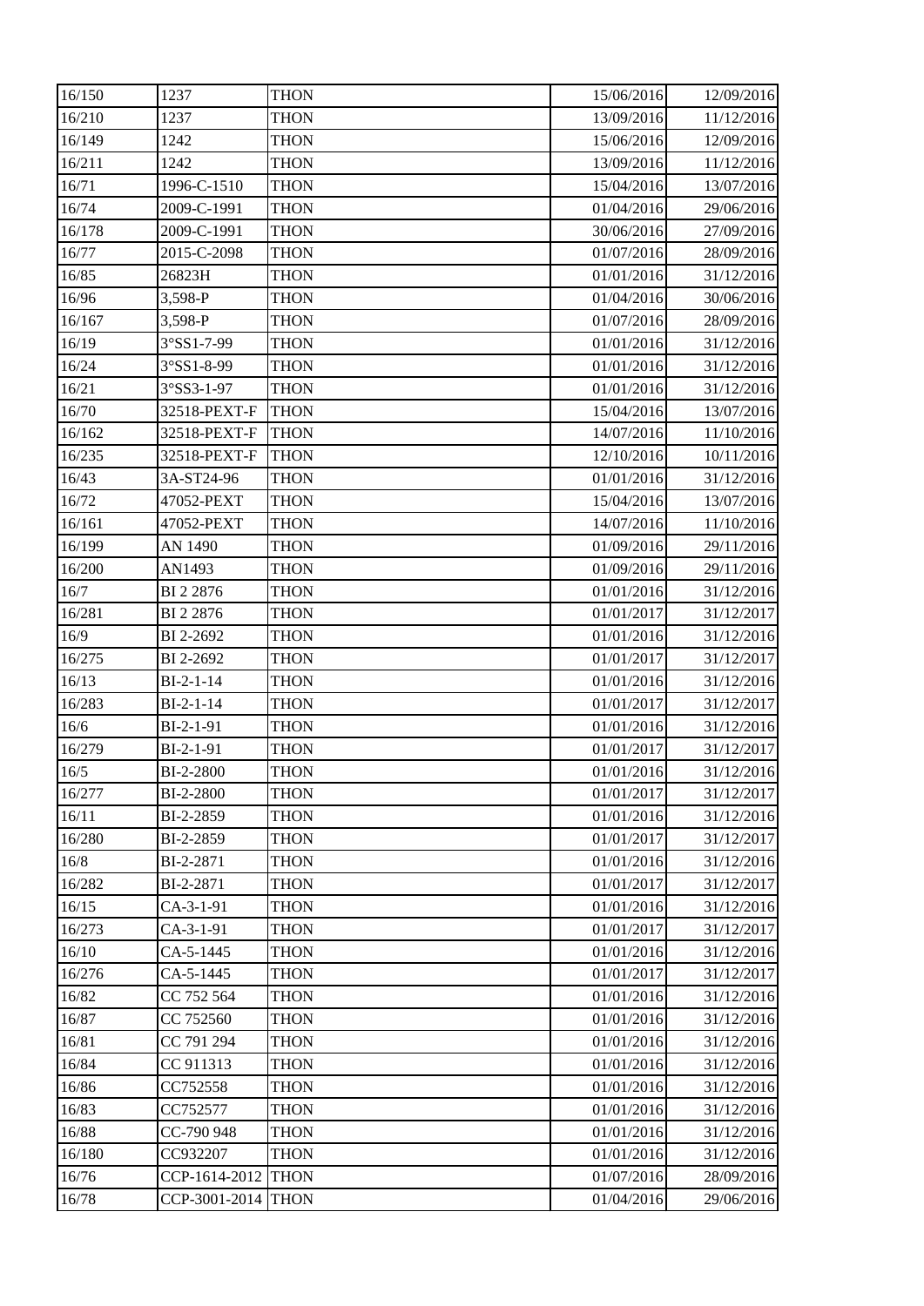| 16/150 | 1237 | THON | 15/06/2016 | 12/09/2016 |
|---|---|---|---|---|
| 16/210 | 1237 | THON | 13/09/2016 | 11/12/2016 |
| 16/149 | 1242 | THON | 15/06/2016 | 12/09/2016 |
| 16/211 | 1242 | THON | 13/09/2016 | 11/12/2016 |
| 16/71 | 1996-C-1510 | THON | 15/04/2016 | 13/07/2016 |
| 16/74 | 2009-C-1991 | THON | 01/04/2016 | 29/06/2016 |
| 16/178 | 2009-C-1991 | THON | 30/06/2016 | 27/09/2016 |
| 16/77 | 2015-C-2098 | THON | 01/07/2016 | 28/09/2016 |
| 16/85 | 26823H | THON | 01/01/2016 | 31/12/2016 |
| 16/96 | 3,598-P | THON | 01/04/2016 | 30/06/2016 |
| 16/167 | 3,598-P | THON | 01/07/2016 | 28/09/2016 |
| 16/19 | 3°SS1-7-99 | THON | 01/01/2016 | 31/12/2016 |
| 16/24 | 3°SS1-8-99 | THON | 01/01/2016 | 31/12/2016 |
| 16/21 | 3°SS3-1-97 | THON | 01/01/2016 | 31/12/2016 |
| 16/70 | 32518-PEXT-F | THON | 15/04/2016 | 13/07/2016 |
| 16/162 | 32518-PEXT-F | THON | 14/07/2016 | 11/10/2016 |
| 16/235 | 32518-PEXT-F | THON | 12/10/2016 | 10/11/2016 |
| 16/43 | 3A-ST24-96 | THON | 01/01/2016 | 31/12/2016 |
| 16/72 | 47052-PEXT | THON | 15/04/2016 | 13/07/2016 |
| 16/161 | 47052-PEXT | THON | 14/07/2016 | 11/10/2016 |
| 16/199 | AN 1490 | THON | 01/09/2016 | 29/11/2016 |
| 16/200 | AN1493 | THON | 01/09/2016 | 29/11/2016 |
| 16/7 | BI 2 2876 | THON | 01/01/2016 | 31/12/2016 |
| 16/281 | BI 2 2876 | THON | 01/01/2017 | 31/12/2017 |
| 16/9 | BI 2-2692 | THON | 01/01/2016 | 31/12/2016 |
| 16/275 | BI 2-2692 | THON | 01/01/2017 | 31/12/2017 |
| 16/13 | BI-2-1-14 | THON | 01/01/2016 | 31/12/2016 |
| 16/283 | BI-2-1-14 | THON | 01/01/2017 | 31/12/2017 |
| 16/6 | BI-2-1-91 | THON | 01/01/2016 | 31/12/2016 |
| 16/279 | BI-2-1-91 | THON | 01/01/2017 | 31/12/2017 |
| 16/5 | BI-2-2800 | THON | 01/01/2016 | 31/12/2016 |
| 16/277 | BI-2-2800 | THON | 01/01/2017 | 31/12/2017 |
| 16/11 | BI-2-2859 | THON | 01/01/2016 | 31/12/2016 |
| 16/280 | BI-2-2859 | THON | 01/01/2017 | 31/12/2017 |
| 16/8 | BI-2-2871 | THON | 01/01/2016 | 31/12/2016 |
| 16/282 | BI-2-2871 | THON | 01/01/2017 | 31/12/2017 |
| 16/15 | CA-3-1-91 | THON | 01/01/2016 | 31/12/2016 |
| 16/273 | CA-3-1-91 | THON | 01/01/2017 | 31/12/2017 |
| 16/10 | CA-5-1445 | THON | 01/01/2016 | 31/12/2016 |
| 16/276 | CA-5-1445 | THON | 01/01/2017 | 31/12/2017 |
| 16/82 | CC 752 564 | THON | 01/01/2016 | 31/12/2016 |
| 16/87 | CC 752560 | THON | 01/01/2016 | 31/12/2016 |
| 16/81 | CC 791 294 | THON | 01/01/2016 | 31/12/2016 |
| 16/84 | CC 911313 | THON | 01/01/2016 | 31/12/2016 |
| 16/86 | CC752558 | THON | 01/01/2016 | 31/12/2016 |
| 16/83 | CC752577 | THON | 01/01/2016 | 31/12/2016 |
| 16/88 | CC-790 948 | THON | 01/01/2016 | 31/12/2016 |
| 16/180 | CC932207 | THON | 01/01/2016 | 31/12/2016 |
| 16/76 | CCP-1614-2012 | THON | 01/07/2016 | 28/09/2016 |
| 16/78 | CCP-3001-2014 | THON | 01/04/2016 | 29/06/2016 |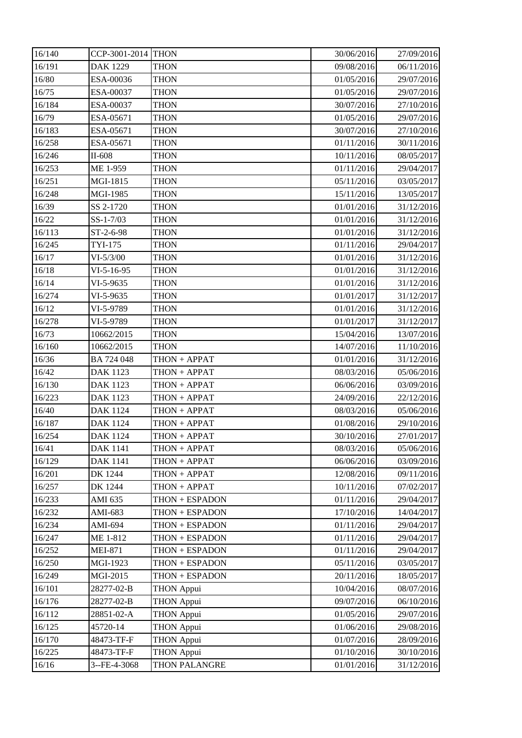| | | | | |
|---|---|---|---|---|
| 16/140 | CCP-3001-2014 | THON | 30/06/2016 | 27/09/2016 |
| 16/191 | DAK 1229 | THON | 09/08/2016 | 06/11/2016 |
| 16/80 | ESA-00036 | THON | 01/05/2016 | 29/07/2016 |
| 16/75 | ESA-00037 | THON | 01/05/2016 | 29/07/2016 |
| 16/184 | ESA-00037 | THON | 30/07/2016 | 27/10/2016 |
| 16/79 | ESA-05671 | THON | 01/05/2016 | 29/07/2016 |
| 16/183 | ESA-05671 | THON | 30/07/2016 | 27/10/2016 |
| 16/258 | ESA-05671 | THON | 01/11/2016 | 30/11/2016 |
| 16/246 | II-608 | THON | 10/11/2016 | 08/05/2017 |
| 16/253 | ME 1-959 | THON | 01/11/2016 | 29/04/2017 |
| 16/251 | MGI-1815 | THON | 05/11/2016 | 03/05/2017 |
| 16/248 | MGI-1985 | THON | 15/11/2016 | 13/05/2017 |
| 16/39 | SS 2-1720 | THON | 01/01/2016 | 31/12/2016 |
| 16/22 | SS-1-7/03 | THON | 01/01/2016 | 31/12/2016 |
| 16/113 | ST-2-6-98 | THON | 01/01/2016 | 31/12/2016 |
| 16/245 | TYI-175 | THON | 01/11/2016 | 29/04/2017 |
| 16/17 | VI-5/3/00 | THON | 01/01/2016 | 31/12/2016 |
| 16/18 | VI-5-16-95 | THON | 01/01/2016 | 31/12/2016 |
| 16/14 | VI-5-9635 | THON | 01/01/2016 | 31/12/2016 |
| 16/274 | VI-5-9635 | THON | 01/01/2017 | 31/12/2017 |
| 16/12 | VI-5-9789 | THON | 01/01/2016 | 31/12/2016 |
| 16/278 | VI-5-9789 | THON | 01/01/2017 | 31/12/2017 |
| 16/73 | 10662/2015 | THON | 15/04/2016 | 13/07/2016 |
| 16/160 | 10662/2015 | THON | 14/07/2016 | 11/10/2016 |
| 16/36 | BA 724 048 | THON + APPAT | 01/01/2016 | 31/12/2016 |
| 16/42 | DAK 1123 | THON + APPAT | 08/03/2016 | 05/06/2016 |
| 16/130 | DAK 1123 | THON + APPAT | 06/06/2016 | 03/09/2016 |
| 16/223 | DAK 1123 | THON + APPAT | 24/09/2016 | 22/12/2016 |
| 16/40 | DAK 1124 | THON + APPAT | 08/03/2016 | 05/06/2016 |
| 16/187 | DAK 1124 | THON + APPAT | 01/08/2016 | 29/10/2016 |
| 16/254 | DAK 1124 | THON + APPAT | 30/10/2016 | 27/01/2017 |
| 16/41 | DAK 1141 | THON + APPAT | 08/03/2016 | 05/06/2016 |
| 16/129 | DAK 1141 | THON + APPAT | 06/06/2016 | 03/09/2016 |
| 16/201 | DK 1244 | THON + APPAT | 12/08/2016 | 09/11/2016 |
| 16/257 | DK 1244 | THON + APPAT | 10/11/2016 | 07/02/2017 |
| 16/233 | AMI 635 | THON + ESPADON | 01/11/2016 | 29/04/2017 |
| 16/232 | AMI-683 | THON + ESPADON | 17/10/2016 | 14/04/2017 |
| 16/234 | AMI-694 | THON + ESPADON | 01/11/2016 | 29/04/2017 |
| 16/247 | ME 1-812 | THON + ESPADON | 01/11/2016 | 29/04/2017 |
| 16/252 | MEI-871 | THON + ESPADON | 01/11/2016 | 29/04/2017 |
| 16/250 | MGI-1923 | THON + ESPADON | 05/11/2016 | 03/05/2017 |
| 16/249 | MGI-2015 | THON + ESPADON | 20/11/2016 | 18/05/2017 |
| 16/101 | 28277-02-B | THON Appui | 10/04/2016 | 08/07/2016 |
| 16/176 | 28277-02-B | THON Appui | 09/07/2016 | 06/10/2016 |
| 16/112 | 28851-02-A | THON Appui | 01/05/2016 | 29/07/2016 |
| 16/125 | 45720-14 | THON Appui | 01/06/2016 | 29/08/2016 |
| 16/170 | 48473-TF-F | THON Appui | 01/07/2016 | 28/09/2016 |
| 16/225 | 48473-TF-F | THON Appui | 01/10/2016 | 30/10/2016 |
| 16/16 | 3--FE-4-3068 | THON PALANGRE | 01/01/2016 | 31/12/2016 |